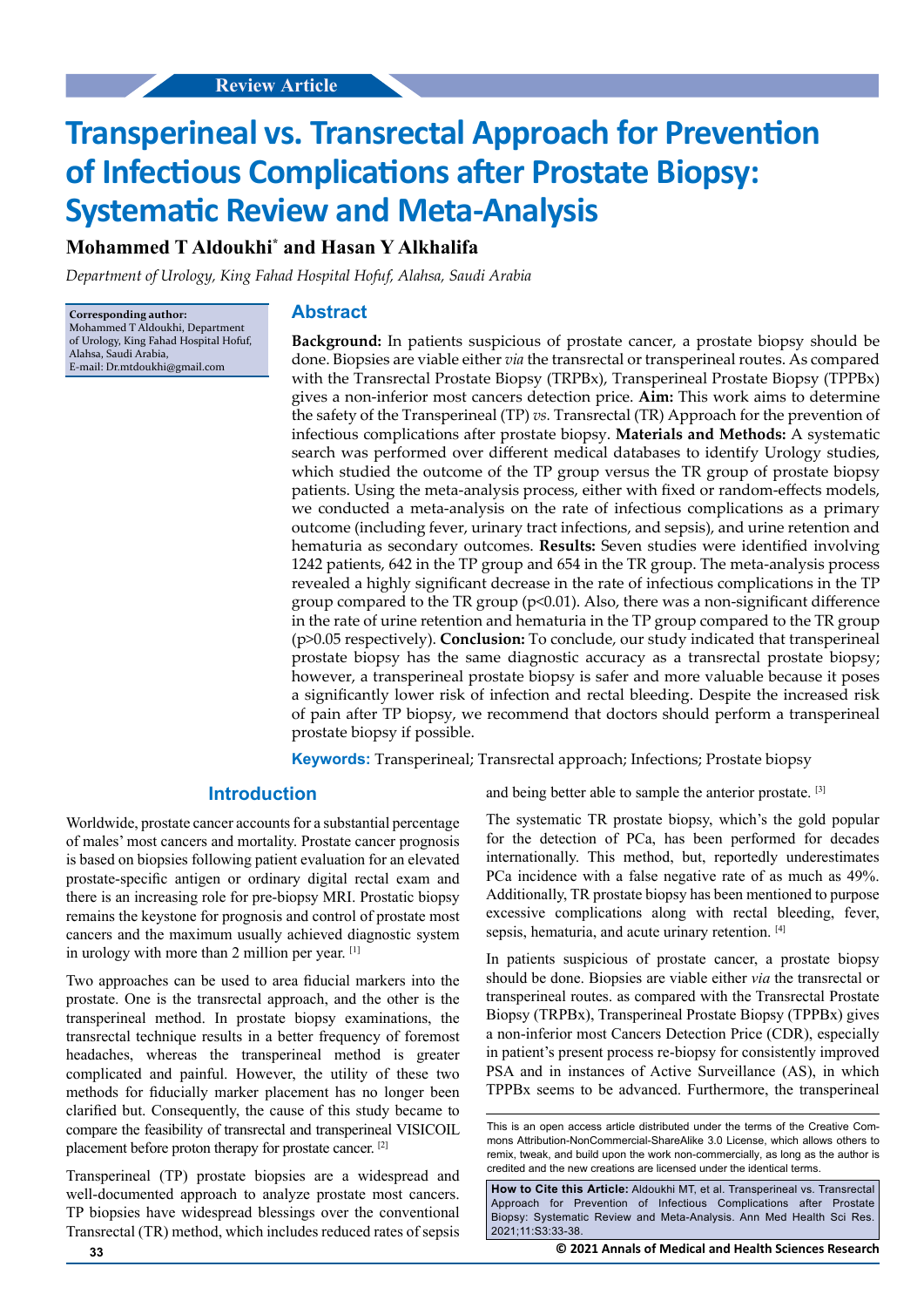Review Article

# Transperineal vs. Transrectal Approach for Prevention of Infectious Complications after Prostate Biopsy: Systematic Review and Meta-Analysis

**Mohammed T Aldoukhi\* and Hasan Y Alkhalifa**

*Department of Urology, King Fahad Hospital Hofuf, Alahsa, Saudi Arabia*

**Corresponding author:**
Mohammed T Aldoukhi, Department of Urology, King Fahad Hospital Hofuf, Alahsa, Saudi Arabia,
E-mail: Dr.mtdoukhi@gmail.com

## Abstract

**Background:** In patients suspicious of prostate cancer, a prostate biopsy should be done. Biopsies are viable either *via* the transrectal or transperineal routes. As compared with the Transrectal Prostate Biopsy (TRPBx), Transperineal Prostate Biopsy (TPPBx) gives a non-inferior most cancers detection price. **Aim:** This work aims to determine the safety of the Transperineal (TP) *vs.* Transrectal (TR) Approach for the prevention of infectious complications after prostate biopsy. **Materials and Methods:** A systematic search was performed over different medical databases to identify Urology studies, which studied the outcome of the TP group versus the TR group of prostate biopsy patients. Using the meta-analysis process, either with fixed or random-effects models, we conducted a meta-analysis on the rate of infectious complications as a primary outcome (including fever, urinary tract infections, and sepsis), and urine retention and hematuria as secondary outcomes. **Results:** Seven studies were identified involving 1242 patients, 642 in the TP group and 654 in the TR group. The meta-analysis process revealed a highly significant decrease in the rate of infectious complications in the TP group compared to the TR group ($p<0.01$). Also, there was a non-significant difference in the rate of urine retention and hematuria in the TP group compared to the TR group ($p>0.05$ respectively). **Conclusion:** To conclude, our study indicated that transperineal prostate biopsy has the same diagnostic accuracy as a transrectal prostate biopsy; however, a transperineal prostate biopsy is safer and more valuable because it poses a significantly lower risk of infection and rectal bleeding. Despite the increased risk of pain after TP biopsy, we recommend that doctors should perform a transperineal prostate biopsy if possible.

**Keywords:** Transperineal; Transrectal approach; Infections; Prostate biopsy

## Introduction

Worldwide, prostate cancer accounts for a substantial percentage of males' most cancers and mortality. Prostate cancer prognosis is based on biopsies following patient evaluation for an elevated prostate-specific antigen or ordinary digital rectal exam and there is an increasing role for pre-biopsy MRI. Prostatic biopsy remains the keystone for prognosis and control of prostate most cancers and the maximum usually achieved diagnostic system in urology with more than 2 million per year. [1]

Two approaches can be used to area fiducial markers into the prostate. One is the transrectal approach, and the other is the transperineal method. In prostate biopsy examinations, the transrectal technique results in a better frequency of foremost headaches, whereas the transperineal method is greater complicated and painful. However, the utility of these two methods for fiducially marker placement has no longer been clarified but. Consequently, the cause of this study became to compare the feasibility of transrectal and transperineal VISICOIL placement before proton therapy for prostate cancer. [2]

Transperineal (TP) prostate biopsies are a widespread and well-documented approach to analyze prostate most cancers. TP biopsies have widespread blessings over the conventional Transrectal (TR) method, which includes reduced rates of sepsis and being better able to sample the anterior prostate. [3]

The systematic TR prostate biopsy, which's the gold popular for the detection of PCa, has been performed for decades internationally. This method, but, reportedly underestimates PCa incidence with a false negative rate of as much as 49%. Additionally, TR prostate biopsy has been mentioned to purpose excessive complications along with rectal bleeding, fever, sepsis, hematuria, and acute urinary retention. [4]

In patients suspicious of prostate cancer, a prostate biopsy should be done. Biopsies are viable either *via* the transrectal or transperineal routes. as compared with the Transrectal Prostate Biopsy (TRPBx), Transperineal Prostate Biopsy (TPPBx) gives a non-inferior most Cancers Detection Price (CDR), especially in patient's present process re-biopsy for consistently improved PSA and in instances of Active Surveillance (AS), in which TPPBx seems to be advanced. Furthermore, the transperineal

This is an open access article distributed under the terms of the Creative Commons Attribution-NonCommercial-ShareAlike 3.0 License, which allows others to remix, tweak, and build upon the work non-commercially, as long as the author is credited and the new creations are licensed under the identical terms.

**How to Cite this Article:** Aldoukhi MT, et al. Transperineal vs. Transrectal Approach for Prevention of Infectious Complications after Prostate Biopsy: Systematic Review and Meta-Analysis. Ann Med Health Sci Res. 2021;11:S3:33-38.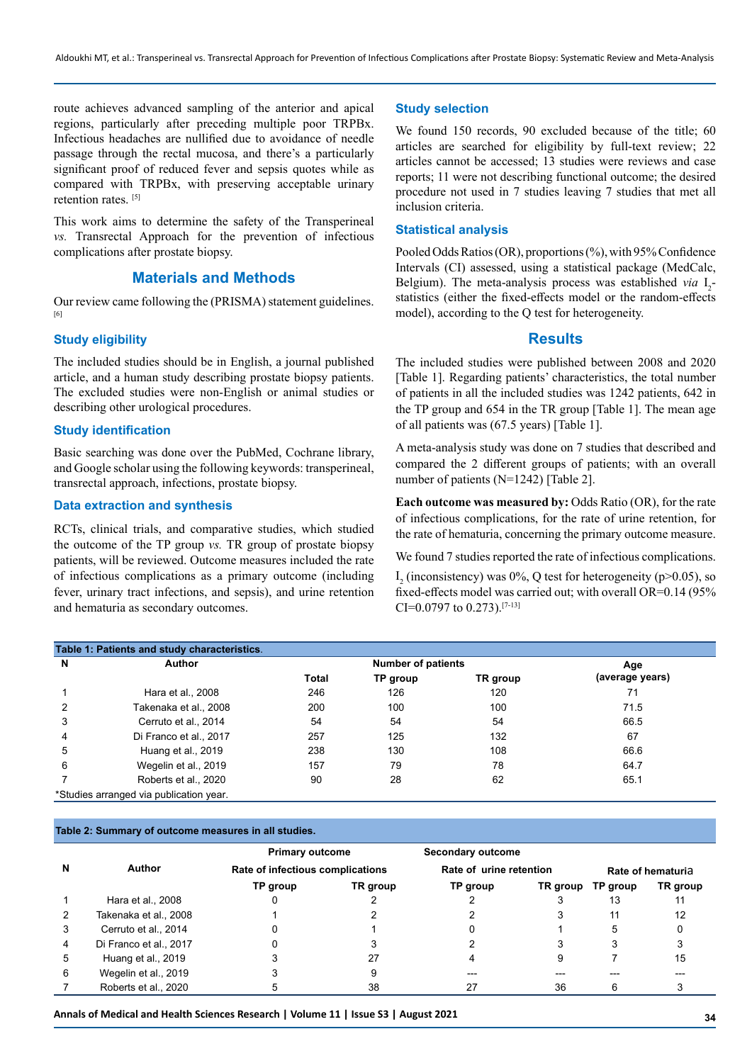route achieves advanced sampling of the anterior and apical regions, particularly after preceding multiple poor TRPBx. Infectious headaches are nullified due to avoidance of needle passage through the rectal mucosa, and there's a particularly significant proof of reduced fever and sepsis quotes while as compared with TRPBx, with preserving acceptable urinary retention rates. [5]

This work aims to determine the safety of the Transperineal *vs.* Transrectal Approach for the prevention of infectious complications after prostate biopsy.

## Materials and Methods

Our review came following the (PRISMA) statement guidelines. [6]

### Study eligibility

The included studies should be in English, a journal published article, and a human study describing prostate biopsy patients. The excluded studies were non-English or animal studies or describing other urological procedures.

### Study identification

Basic searching was done over the PubMed, Cochrane library, and Google scholar using the following keywords: transperineal, transrectal approach, infections, prostate biopsy.

### Data extraction and synthesis

RCTs, clinical trials, and comparative studies, which studied the outcome of the TP group *vs.* TR group of prostate biopsy patients, will be reviewed. Outcome measures included the rate of infectious complications as a primary outcome (including fever, urinary tract infections, and sepsis), and urine retention and hematuria as secondary outcomes.

### Study selection

We found 150 records, 90 excluded because of the title; 60 articles are searched for eligibility by full-text review; 22 articles cannot be accessed; 13 studies were reviews and case reports; 11 were not describing functional outcome; the desired procedure not used in 7 studies leaving 7 studies that met all inclusion criteria.

### Statistical analysis

Pooled Odds Ratios (OR), proportions (%), with 95% Confidence Intervals (CI) assessed, using a statistical package (MedCalc, Belgium). The meta-analysis process was established *via* $I_2$-statistics (either the fixed-effects model or the random-effects model), according to the Q test for heterogeneity.

## Results

The included studies were published between 2008 and 2020 [Table 1]. Regarding patients' characteristics, the total number of patients in all the included studies was 1242 patients, 642 in the TP group and 654 in the TR group [Table 1]. The mean age of all patients was (67.5 years) [Table 1].

A meta-analysis study was done on 7 studies that described and compared the 2 different groups of patients; with an overall number of patients (N=1242) [Table 2].

**Each outcome was measured by:** Odds Ratio (OR), for the rate of infectious complications, for the rate of urine retention, for the rate of hematuria, concerning the primary outcome measure.

We found 7 studies reported the rate of infectious complications.

$I_2$ (inconsistency) was 0%, Q test for heterogeneity (p>0.05), so fixed-effects model was carried out; with overall OR=0.14 (95% CI=0.0797 to 0.273).[7-13]

**Table 1: Patients and study characteristics.**

| N | Author | Number of patients | | | Age (average years) |
|---|---|---|---|---|---|
| | | Total | TP group | TR group | |
| 1 | Hara et al., 2008 | 246 | 126 | 120 | 71 |
| 2 | Takenaka et al., 2008 | 200 | 100 | 100 | 71.5 |
| 3 | Cerruto et al., 2014 | 54 | 54 | 54 | 66.5 |
| 4 | Di Franco et al., 2017 | 257 | 125 | 132 | 67 |
| 5 | Huang et al., 2019 | 238 | 130 | 108 | 66.6 |
| 6 | Wegelin et al., 2019 | 157 | 79 | 78 | 64.7 |
| 7 | Roberts et al., 2020 | 90 | 28 | 62 | 65.1 |

*Studies arranged via publication year.

**Table 2: Summary of outcome measures in all studies.**

| N | Author | Primary outcome | | Secondary outcome | | | |
|---|---|---|---|---|---|---|---|
| | | Rate of infectious complications | | Rate of urine retention | | Rate of hematuria | |
| | | TP group | TR group | TP group | TR group | TP group | TR group |
| 1 | Hara et al., 2008 | 0 | 2 | 2 | 3 | 13 | 11 |
| 2 | Takenaka et al., 2008 | 1 | 2 | 2 | 3 | 11 | 12 |
| 3 | Cerruto et al., 2014 | 0 | 1 | 0 | 1 | 5 | 0 |
| 4 | Di Franco et al., 2017 | 0 | 3 | 2 | 3 | 3 | 3 |
| 5 | Huang et al., 2019 | 3 | 27 | 4 | 9 | 7 | 15 |
| 6 | Wegelin et al., 2019 | 3 | 9 | --- | --- | --- | --- |
| 7 | Roberts et al., 2020 | 5 | 38 | 27 | 36 | 6 | 3 |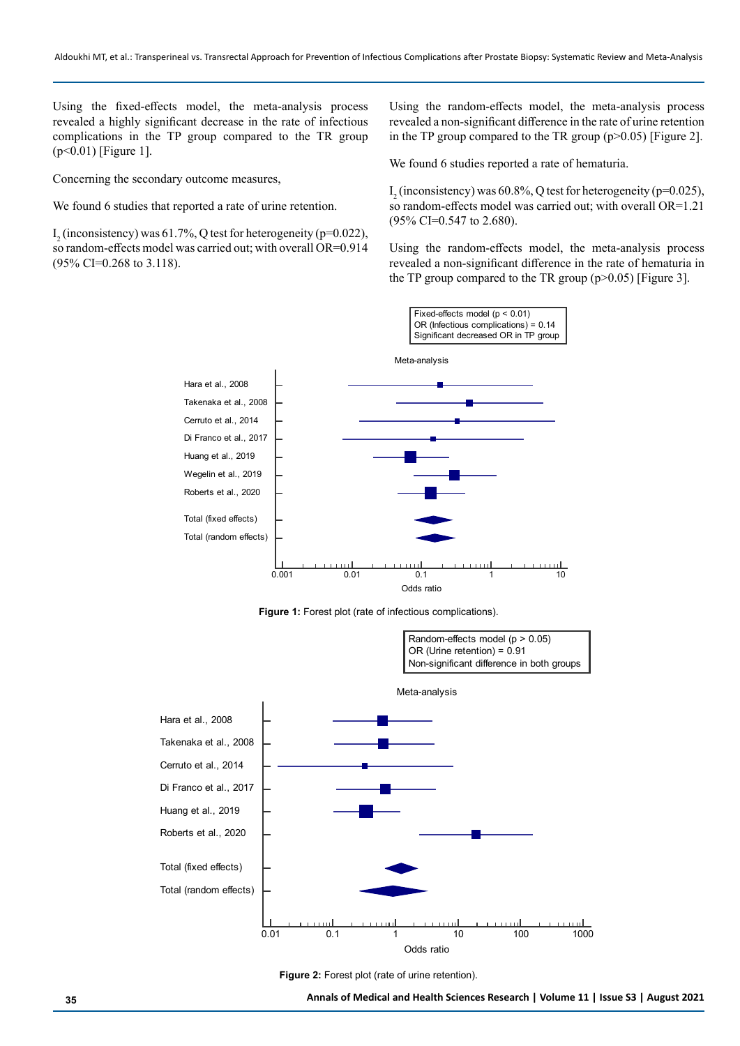Using the fixed-effects model, the meta-analysis process revealed a highly significant decrease in the rate of infectious complications in the TP group compared to the TR group ($p<0.01$) [Figure 1].

Concerning the secondary outcome measures,

We found 6 studies that reported a rate of urine retention.

$I_2$ (inconsistency) was 61.7%, Q test for heterogeneity ($p=0.022$), so random-effects model was carried out; with overall OR=0.914 (95% CI=0.268 to 3.118).

Using the random-effects model, the meta-analysis process revealed a non-significant difference in the rate of urine retention in the TP group compared to the TR group ($p>0.05$) [Figure 2].

We found 6 studies reported a rate of hematuria.

$I_2$ (inconsistency) was 60.8%, Q test for heterogeneity ($p=0.025$), so random-effects model was carried out; with overall OR=1.21 (95% CI=0.547 to 2.680).

Using the random-effects model, the meta-analysis process revealed a non-significant difference in the rate of hematuria in the TP group compared to the TR group ($p>0.05$) [Figure 3].

Fixed-effects model (p < 0.01)
OR (Infectious complications) = 0.14
Significant decreased OR in TP group

Meta-analysis

Hara et al., 2008
Takenaka et al., 2008
Cerruto et al., 2014
Di Franco et al., 2017
Huang et al., 2019
Wegelin et al., 2019
Roberts et al., 2020
Total (fixed effects)
Total (random effects)

0.001 0.01 0.1 1 10
Odds ratio

**Figure 1:** Forest plot (rate of infectious complications).

Random-effects model (p > 0.05)
OR (Urine retention) = 0.91
Non-significant difference in both groups

Meta-analysis

Hara et al., 2008
Takenaka et al., 2008
Cerruto et al., 2014
Di Franco et al., 2017
Huang et al., 2019
Roberts et al., 2020
Total (fixed effects)
Total (random effects)

0.01 0.1 1 10 100 1000
Odds ratio

**Figure 2:** Forest plot (rate of urine retention).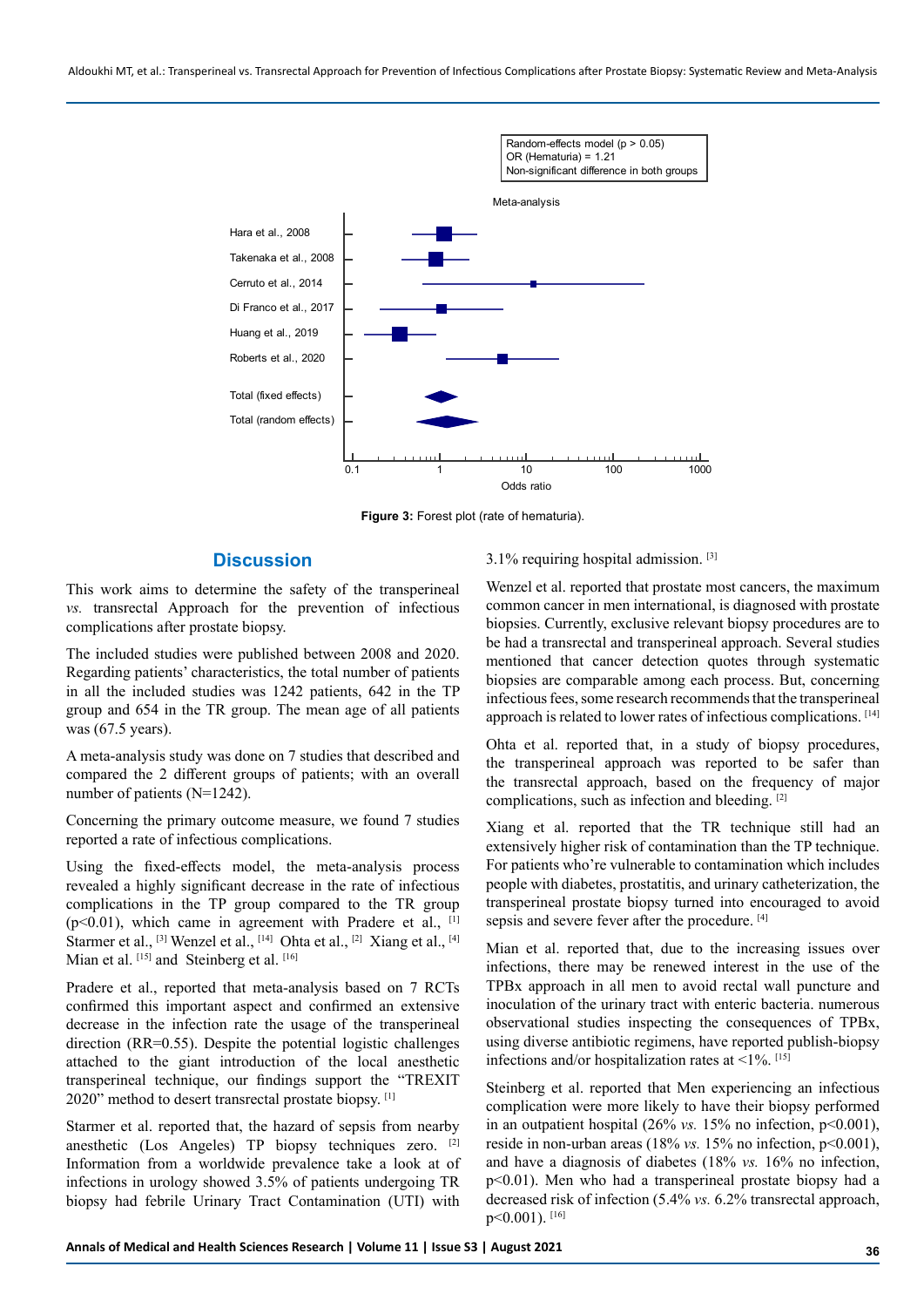Random-effects model (p > 0.05)
OR (Hematuria) = 1.21
Non-significant difference in both groups

Meta-analysis

Hara et al., 2008
Takenaka et al., 2008
Cerruto et al., 2014
Di Franco et al., 2017
Huang et al., 2019
Roberts et al., 2020

Total (fixed effects)
Total (random effects)

0.1 1 10 100 1000
Odds ratio

**Figure 3:** Forest plot (rate of hematuria).

## Discussion

This work aims to determine the safety of the transperineal *vs.* transrectal Approach for the prevention of infectious complications after prostate biopsy.

The included studies were published between 2008 and 2020. Regarding patients' characteristics, the total number of patients in all the included studies was 1242 patients, 642 in the TP group and 654 in the TR group. The mean age of all patients was (67.5 years).

A meta-analysis study was done on 7 studies that described and compared the 2 different groups of patients; with an overall number of patients (N=1242).

Concerning the primary outcome measure, we found 7 studies reported a rate of infectious complications.

Using the fixed-effects model, the meta-analysis process revealed a highly significant decrease in the rate of infectious complications in the TP group compared to the TR group (p<0.01), which came in agreement with Pradere et al., [1] Starmer et al., [3] Wenzel et al., [14] Ohta et al., [2] Xiang et al., [4] Mian et al. [15] and Steinberg et al. [16]

Pradere et al., reported that meta-analysis based on 7 RCTs confirmed this important aspect and confirmed an extensive decrease in the infection rate the usage of the transperineal direction (RR=0.55). Despite the potential logistic challenges attached to the giant introduction of the local anesthetic transperineal technique, our findings support the "TREXIT 2020" method to desert transrectal prostate biopsy. [1]

Starmer et al. reported that, the hazard of sepsis from nearby anesthetic (Los Angeles) TP biopsy techniques zero. [2] Information from a worldwide prevalence take a look at of infections in urology showed 3.5% of patients undergoing TR biopsy had febrile Urinary Tract Contamination (UTI) with 3.1% requiring hospital admission. [3]

Wenzel et al. reported that prostate most cancers, the maximum common cancer in men international, is diagnosed with prostate biopsies. Currently, exclusive relevant biopsy procedures are to be had a transrectal and transperineal approach. Several studies mentioned that cancer detection quotes through systematic biopsies are comparable among each process. But, concerning infectious fees, some research recommends that the transperineal approach is related to lower rates of infectious complications. [14]

Ohta et al. reported that, in a study of biopsy procedures, the transperineal approach was reported to be safer than the transrectal approach, based on the frequency of major complications, such as infection and bleeding. [2]

Xiang et al. reported that the TR technique still had an extensively higher risk of contamination than the TP technique. For patients who're vulnerable to contamination which includes people with diabetes, prostatitis, and urinary catheterization, the transperineal prostate biopsy turned into encouraged to avoid sepsis and severe fever after the procedure. [4]

Mian et al. reported that, due to the increasing issues over infections, there may be renewed interest in the use of the TPBx approach in all men to avoid rectal wall puncture and inoculation of the urinary tract with enteric bacteria. numerous observational studies inspecting the consequences of TPBx, using diverse antibiotic regimens, have reported publish-biopsy infections and/or hospitalization rates at <1%. [15]

Steinberg et al. reported that Men experiencing an infectious complication were more likely to have their biopsy performed in an outpatient hospital (26% *vs.* 15% no infection, p<0.001), reside in non-urban areas (18% *vs.* 15% no infection, p<0.001), and have a diagnosis of diabetes (18% *vs.* 16% no infection, p<0.01). Men who had a transperineal prostate biopsy had a decreased risk of infection (5.4% *vs.* 6.2% transrectal approach, p<0.001). [16]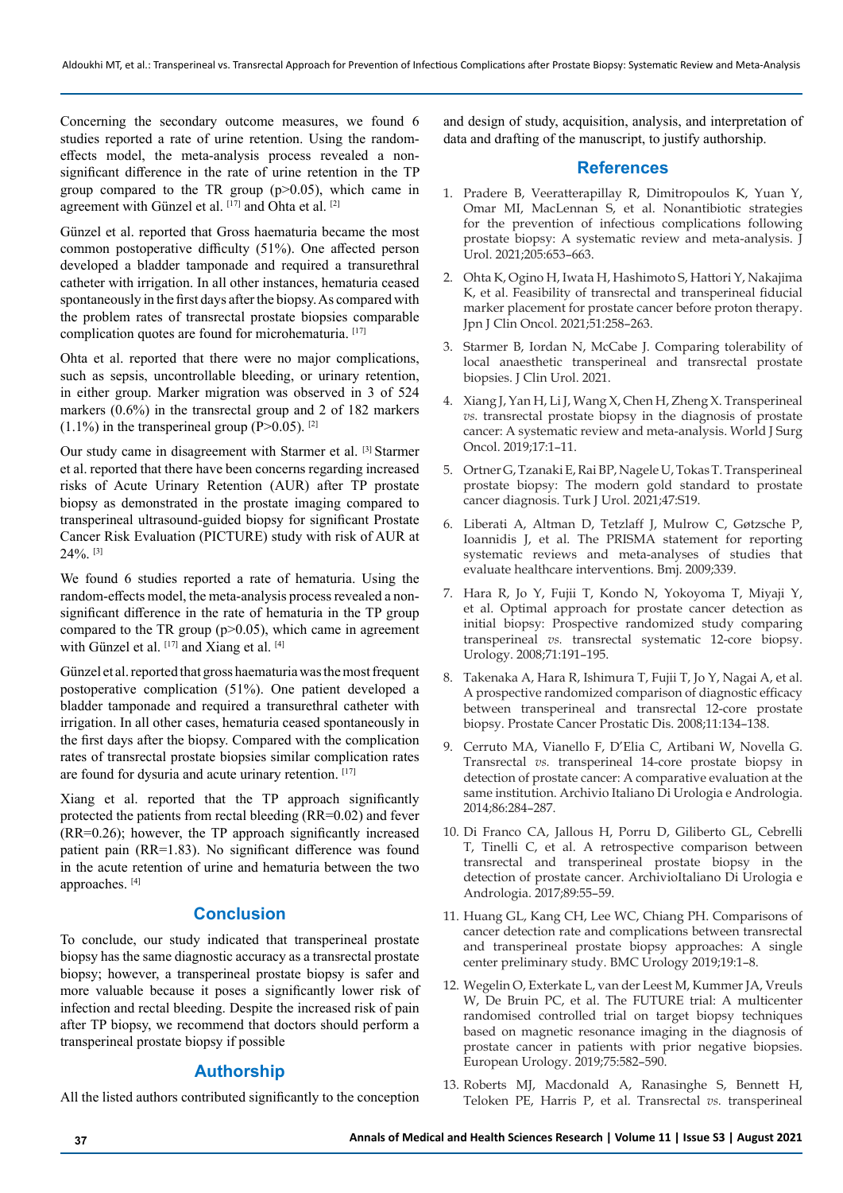Concerning the secondary outcome measures, we found 6 studies reported a rate of urine retention. Using the random-effects model, the meta-analysis process revealed a non-significant difference in the rate of urine retention in the TP group compared to the TR group (p>0.05), which came in agreement with Günzel et al. [17] and Ohta et al. [2]

Günzel et al. reported that Gross haematuria became the most common postoperative difficulty (51%). One affected person developed a bladder tamponade and required a transurethral catheter with irrigation. In all other instances, hematuria ceased spontaneously in the first days after the biopsy. As compared with the problem rates of transrectal prostate biopsies comparable complication quotes are found for microhematuria. [17]

Ohta et al. reported that there were no major complications, such as sepsis, uncontrollable bleeding, or urinary retention, in either group. Marker migration was observed in 3 of 524 markers (0.6%) in the transrectal group and 2 of 182 markers (1.1%) in the transperineal group (P>0.05). [2]

Our study came in disagreement with Starmer et al. [3] Starmer et al. reported that there have been concerns regarding increased risks of Acute Urinary Retention (AUR) after TP prostate biopsy as demonstrated in the prostate imaging compared to transperineal ultrasound-guided biopsy for significant Prostate Cancer Risk Evaluation (PICTURE) study with risk of AUR at 24%. [3]

We found 6 studies reported a rate of hematuria. Using the random-effects model, the meta-analysis process revealed a non-significant difference in the rate of hematuria in the TP group compared to the TR group (p>0.05), which came in agreement with Günzel et al. [17] and Xiang et al. [4]

Günzel et al. reported that gross haematuria was the most frequent postoperative complication (51%). One patient developed a bladder tamponade and required a transurethral catheter with irrigation. In all other cases, hematuria ceased spontaneously in the first days after the biopsy. Compared with the complication rates of transrectal prostate biopsies similar complication rates are found for dysuria and acute urinary retention. [17]

Xiang et al. reported that the TP approach significantly protected the patients from rectal bleeding (RR=0.02) and fever (RR=0.26); however, the TP approach significantly increased patient pain (RR=1.83). No significant difference was found in the acute retention of urine and hematuria between the two approaches. [4]

## Conclusion

To conclude, our study indicated that transperineal prostate biopsy has the same diagnostic accuracy as a transrectal prostate biopsy; however, a transperineal prostate biopsy is safer and more valuable because it poses a significantly lower risk of infection and rectal bleeding. Despite the increased risk of pain after TP biopsy, we recommend that doctors should perform a transperineal prostate biopsy if possible

## Authorship

All the listed authors contributed significantly to the conception and design of study, acquisition, analysis, and interpretation of data and drafting of the manuscript, to justify authorship.

## References

1. Pradere B, Veeratterapillay R, Dimitropoulos K, Yuan Y, Omar MI, MacLennan S, et al. Nonantibiotic strategies for the prevention of infectious complications following prostate biopsy: A systematic review and meta-analysis. J Urol. 2021;205:653–663.
2. Ohta K, Ogino H, Iwata H, Hashimoto S, Hattori Y, Nakajima K, et al. Feasibility of transrectal and transperineal fiducial marker placement for prostate cancer before proton therapy. Jpn J Clin Oncol. 2021;51:258–263.
3. Starmer B, Iordan N, McCabe J. Comparing tolerability of local anaesthetic transperineal and transrectal prostate biopsies. J Clin Urol. 2021.
4. Xiang J, Yan H, Li J, Wang X, Chen H, Zheng X. Transperineal *vs.* transrectal prostate biopsy in the diagnosis of prostate cancer: A systematic review and meta-analysis. World J Surg Oncol. 2019;17:1–11.
5. Ortner G, Tzanaki E, Rai BP, Nagele U, Tokas T. Transperineal prostate biopsy: The modern gold standard to prostate cancer diagnosis. Turk J Urol. 2021;47:S19.
6. Liberati A, Altman D, Tetzlaff J, Mulrow C, Gøtzsche P, Ioannidis J, et al. The PRISMA statement for reporting systematic reviews and meta-analyses of studies that evaluate healthcare interventions. Bmj. 2009;339.
7. Hara R, Jo Y, Fujii T, Kondo N, Yokoyoma T, Miyaji Y, et al. Optimal approach for prostate cancer detection as initial biopsy: Prospective randomized study comparing transperineal *vs.* transrectal systematic 12-core biopsy. Urology. 2008;71:191–195.
8. Takenaka A, Hara R, Ishimura T, Fujii T, Jo Y, Nagai A, et al. A prospective randomized comparison of diagnostic efficacy between transperineal and transrectal 12-core prostate biopsy. Prostate Cancer Prostatic Dis. 2008;11:134–138.
9. Cerruto MA, Vianello F, D'Elia C, Artibani W, Novella G. Transrectal *vs.* transperineal 14-core prostate biopsy in detection of prostate cancer: A comparative evaluation at the same institution. Archivio Italiano Di Urologia e Andrologia. 2014;86:284–287.
10. Di Franco CA, Jallous H, Porru D, Giliberto GL, Cebrelli T, Tinelli C, et al. A retrospective comparison between transrectal and transperineal prostate biopsy in the detection of prostate cancer. ArchivioItaliano Di Urologia e Andrologia. 2017;89:55–59.
11. Huang GL, Kang CH, Lee WC, Chiang PH. Comparisons of cancer detection rate and complications between transrectal and transperineal prostate biopsy approaches: A single center preliminary study. BMC Urology 2019;19:1–8.
12. Wegelin O, Exterkate L, van der Leest M, Kummer JA, Vreuls W, De Bruin PC, et al. The FUTURE trial: A multicenter randomised controlled trial on target biopsy techniques based on magnetic resonance imaging in the diagnosis of prostate cancer in patients with prior negative biopsies. European Urology. 2019;75:582–590.
13. Roberts MJ, Macdonald A, Ranasinghe S, Bennett H, Teloken PE, Harris P, et al. Transrectal *vs.* transperineal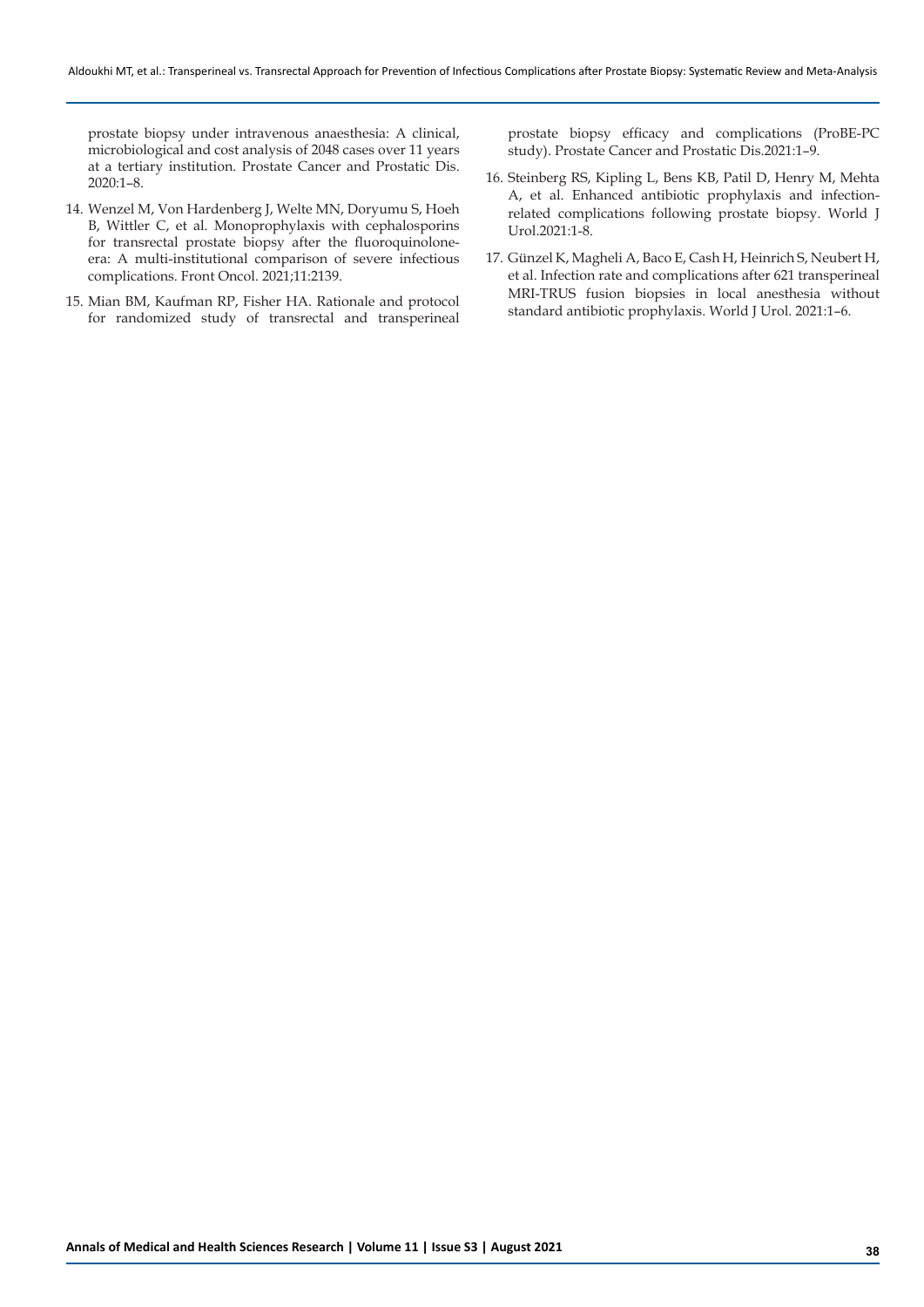prostate biopsy under intravenous anaesthesia: A clinical, microbiological and cost analysis of 2048 cases over 11 years at a tertiary institution. Prostate Cancer and Prostatic Dis. 2020:1–8.

14. Wenzel M, Von Hardenberg J, Welte MN, Doryumu S, Hoeh B, Wittler C, et al. Monoprophylaxis with cephalosporins for transrectal prostate biopsy after the fluoroquinolone-era: A multi-institutional comparison of severe infectious complications. Front Oncol. 2021;11:2139.

15. Mian BM, Kaufman RP, Fisher HA. Rationale and protocol for randomized study of transrectal and transperineal prostate biopsy efficacy and complications (ProBE-PC study). Prostate Cancer and Prostatic Dis.2021:1–9.

16. Steinberg RS, Kipling L, Bens KB, Patil D, Henry M, Mehta A, et al. Enhanced antibiotic prophylaxis and infection-related complications following prostate biopsy. World J Urol.2021:1-8.

17. Günzel K, Magheli A, Baco E, Cash H, Heinrich S, Neubert H, et al. Infection rate and complications after 621 transperineal MRI-TRUS fusion biopsies in local anesthesia without standard antibiotic prophylaxis. World J Urol. 2021:1–6.